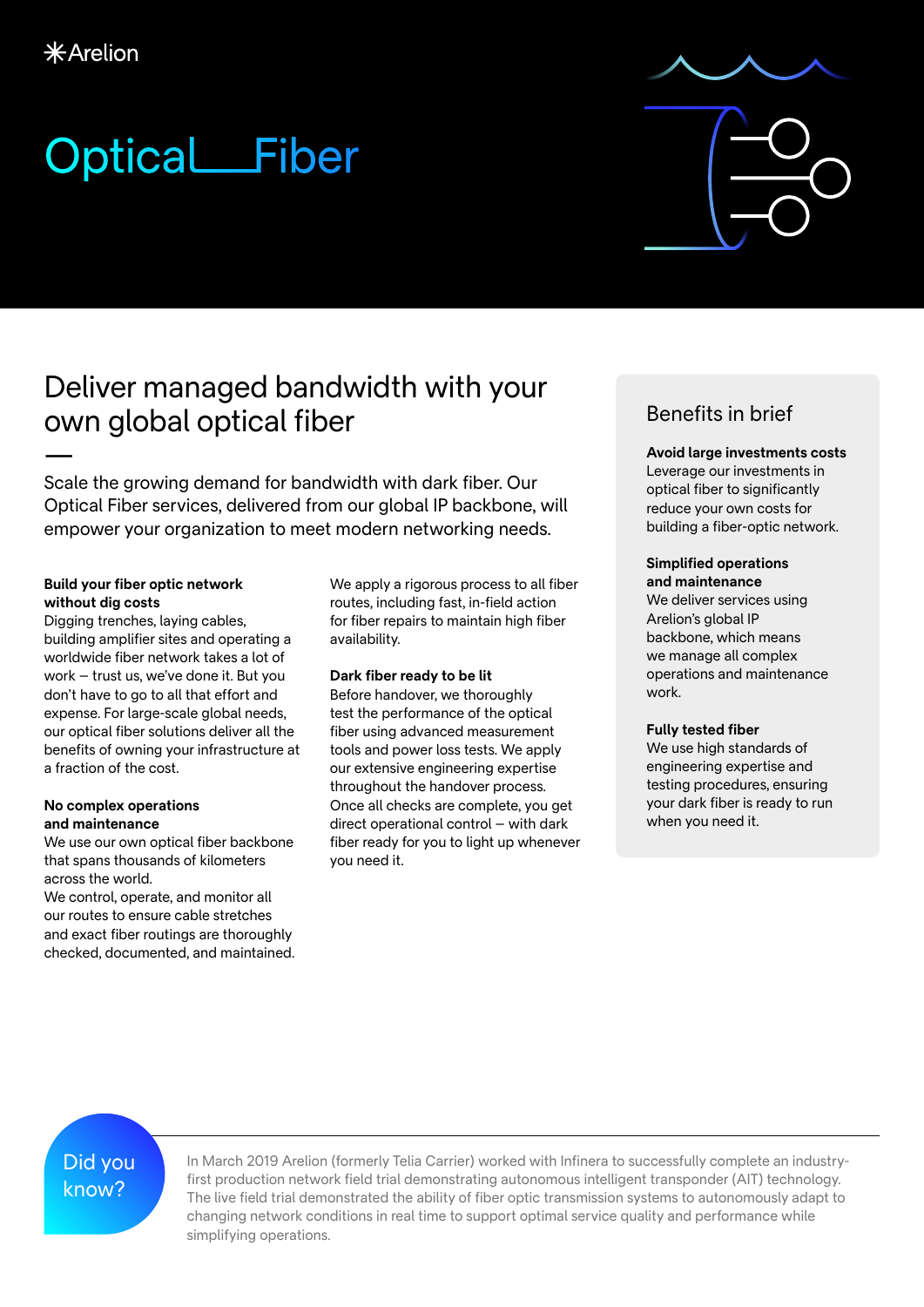Arelion

# Optical Fiber

## Deliver managed bandwidth with your own global optical fiber

Scale the growing demand for bandwidth with dark fiber. Our Optical Fiber services, delivered from our global IP backbone, will empower your organization to meet modern networking needs.

**Build your fiber optic network without dig costs**
Digging trenches, laying cables, building amplifier sites and operating a worldwide fiber network takes a lot of work – trust us, we've done it. But you don't have to go to all that effort and expense. For large-scale global needs, our optical fiber solutions deliver all the benefits of owning your infrastructure at a fraction of the cost.

**No complex operations and maintenance**
We use our own optical fiber backbone that spans thousands of kilometers across the world.
We control, operate, and monitor all our routes to ensure cable stretches and exact fiber routings are thoroughly checked, documented, and maintained.

We apply a rigorous process to all fiber routes, including fast, in-field action for fiber repairs to maintain high fiber availability.

**Dark fiber ready to be lit**
Before handover, we thoroughly test the performance of the optical fiber using advanced measurement tools and power loss tests. We apply our extensive engineering expertise throughout the handover process. Once all checks are complete, you get direct operational control – with dark fiber ready for you to light up whenever you need it.

### Benefits in brief

**Avoid large investments costs**
Leverage our investments in optical fiber to significantly reduce your own costs for building a fiber-optic network.

**Simplified operations and maintenance**
We deliver services using Arelion's global IP backbone, which means we manage all complex operations and maintenance work.

**Fully tested fiber**
We use high standards of engineering expertise and testing procedures, ensuring your dark fiber is ready to run when you need it.

**Did you know?**

In March 2019 Arelion (formerly Telia Carrier) worked with Infinera to successfully complete an industry-first production network field trial demonstrating autonomous intelligent transponder (AIT) technology. The live field trial demonstrated the ability of fiber optic transmission systems to autonomously adapt to changing network conditions in real time to support optimal service quality and performance while simplifying operations.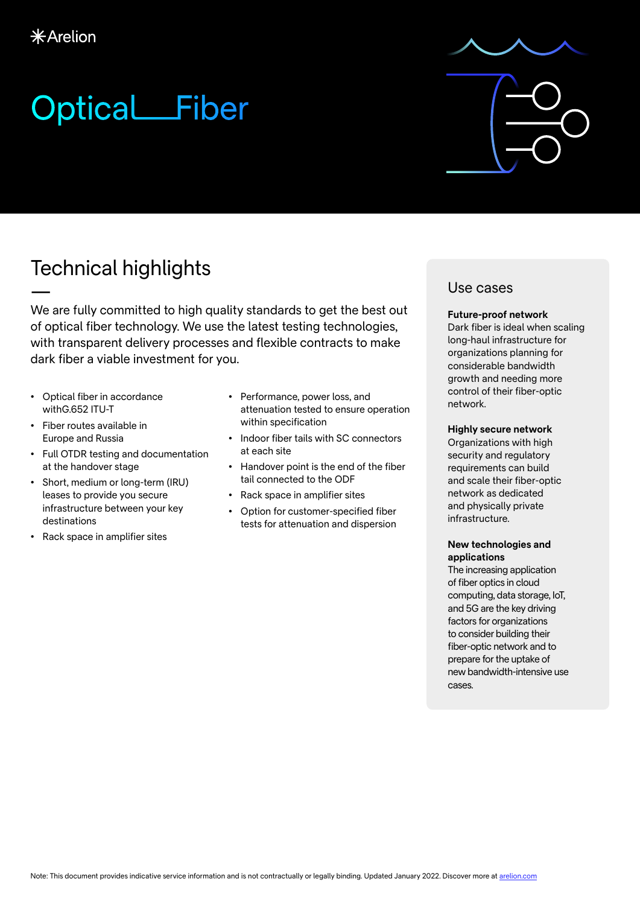Arelion

# Optical Fiber

## Technical highlights

We are fully committed to high quality standards to get the best out of optical fiber technology. We use the latest testing technologies, with transparent delivery processes and flexible contracts to make dark fiber a viable investment for you.

- Optical fiber in accordance withG.652 ITU-T
- Fiber routes available in Europe and Russia
- Full OTDR testing and documentation at the handover stage
- Short, medium or long-term (IRU) leases to provide you secure infrastructure between your key destinations
- Rack space in amplifier sites
- Performance, power loss, and attenuation tested to ensure operation within specification
- Indoor fiber tails with SC connectors at each site
- Handover point is the end of the fiber tail connected to the ODF
- Rack space in amplifier sites
- Option for customer-specified fiber tests for attenuation and dispersion

### Use cases

**Future-proof network**
Dark fiber is ideal when scaling long-haul infrastructure for organizations planning for considerable bandwidth growth and needing more control of their fiber-optic network.

**Highly secure network**
Organizations with high security and regulatory requirements can build and scale their fiber-optic network as dedicated and physically private infrastructure.

**New technologies and applications**
The increasing application of fiber optics in cloud computing, data storage, IoT, and 5G are the key driving factors for organizations to consider building their fiber-optic network and to prepare for the uptake of new bandwidth-intensive use cases.

Note: This document provides indicative service information and is not contractually or legally binding. Updated January 2022. Discover more at arelion.com